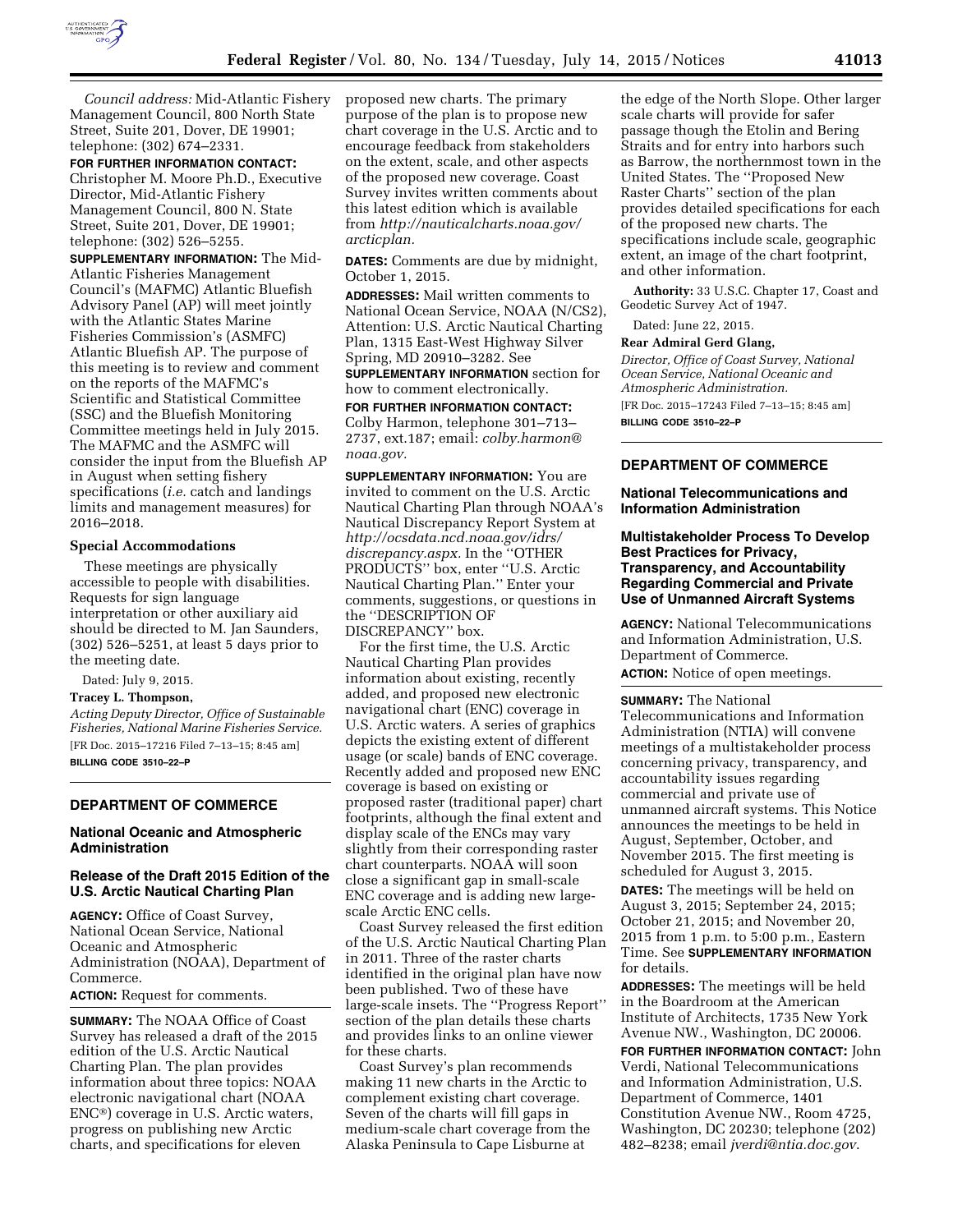*Council address:* Mid-Atlantic Fishery Management Council, 800 North State Street, Suite 201, Dover, DE 19901; telephone: (302) 674–2331.

**FOR FURTHER INFORMATION CONTACT:** Christopher M. Moore Ph.D., Executive Director, Mid-Atlantic Fishery Management Council, 800 N. State Street, Suite 201, Dover, DE 19901; telephone: (302) 526–5255.

**SUPPLEMENTARY INFORMATION:** The Mid-Atlantic Fisheries Management Council's (MAFMC) Atlantic Bluefish Advisory Panel (AP) will meet jointly with the Atlantic States Marine Fisheries Commission's (ASMFC) Atlantic Bluefish AP. The purpose of this meeting is to review and comment on the reports of the MAFMC's Scientific and Statistical Committee (SSC) and the Bluefish Monitoring Committee meetings held in July 2015. The MAFMC and the ASMFC will consider the input from the Bluefish AP in August when setting fishery specifications (*i.e.* catch and landings limits and management measures) for 2016–2018.

### Special Accommodations

These meetings are physically accessible to people with disabilities. Requests for sign language interpretation or other auxiliary aid should be directed to M. Jan Saunders, (302) 526–5251, at least 5 days prior to the meeting date.

Dated: July 9, 2015.

**Tracey L. Thompson,**

*Acting Deputy Director, Office of Sustainable Fisheries, National Marine Fisheries Service.*

[FR Doc. 2015–17216 Filed 7–13–15; 8:45 am]

**BILLING CODE 3510–22–P**

---

## DEPARTMENT OF COMMERCE

### National Oceanic and Atmospheric Administration

### Release of the Draft 2015 Edition of the U.S. Arctic Nautical Charting Plan

**AGENCY:** Office of Coast Survey, National Ocean Service, National Oceanic and Atmospheric Administration (NOAA), Department of Commerce.

**ACTION:** Request for comments.

**SUMMARY:** The NOAA Office of Coast Survey has released a draft of the 2015 edition of the U.S. Arctic Nautical Charting Plan. The plan provides information about three topics: NOAA electronic navigational chart (NOAA ENC®) coverage in U.S. Arctic waters, progress on publishing new Arctic charts, and specifications for eleven proposed new charts. The primary purpose of the plan is to propose new chart coverage in the U.S. Arctic and to encourage feedback from stakeholders on the extent, scale, and other aspects of the proposed new coverage. Coast Survey invites written comments about this latest edition which is available from *http://nauticalcharts.noaa.gov/arcticplan.*

**DATES:** Comments are due by midnight, October 1, 2015.

**ADDRESSES:** Mail written comments to National Ocean Service, NOAA (N/CS2), Attention: U.S. Arctic Nautical Charting Plan, 1315 East-West Highway Silver Spring, MD 20910–3282. See **SUPPLEMENTARY INFORMATION** section for how to comment electronically.

**FOR FURTHER INFORMATION CONTACT:** Colby Harmon, telephone 301–713–2737, ext.187; email: *colby.harmon@noaa.gov.*

**SUPPLEMENTARY INFORMATION:** You are invited to comment on the U.S. Arctic Nautical Charting Plan through NOAA's Nautical Discrepancy Report System at *http://ocsdata.ncd.noaa.gov/idrs/discrepancy.aspx.* In the ''OTHER PRODUCTS'' box, enter ''U.S. Arctic Nautical Charting Plan.'' Enter your comments, suggestions, or questions in the ''DESCRIPTION OF DISCREPANCY'' box.

For the first time, the U.S. Arctic Nautical Charting Plan provides information about existing, recently added, and proposed new electronic navigational chart (ENC) coverage in U.S. Arctic waters. A series of graphics depicts the existing extent of different usage (or scale) bands of ENC coverage. Recently added and proposed new ENC coverage is based on existing or proposed raster (traditional paper) chart footprints, although the final extent and display scale of the ENCs may vary slightly from their corresponding raster chart counterparts. NOAA will soon close a significant gap in small-scale ENC coverage and is adding new large-scale Arctic ENC cells.

Coast Survey released the first edition of the U.S. Arctic Nautical Charting Plan in 2011. Three of the raster charts identified in the original plan have now been published. Two of these have large-scale insets. The ''Progress Report'' section of the plan details these charts and provides links to an online viewer for these charts.

Coast Survey's plan recommends making 11 new charts in the Arctic to complement existing chart coverage. Seven of the charts will fill gaps in medium-scale chart coverage from the Alaska Peninsula to Cape Lisburne at the edge of the North Slope. Other larger scale charts will provide for safer passage though the Etolin and Bering Straits and for entry into harbors such as Barrow, the northernmost town in the United States. The ''Proposed New Raster Charts'' section of the plan provides detailed specifications for each of the proposed new charts. The specifications include scale, geographic extent, an image of the chart footprint, and other information.

**Authority:** 33 U.S.C. Chapter 17, Coast and Geodetic Survey Act of 1947.

Dated: June 22, 2015.

**Rear Admiral Gerd Glang,**

*Director, Office of Coast Survey, National Ocean Service, National Oceanic and Atmospheric Administration.*

[FR Doc. 2015–17243 Filed 7–13–15; 8:45 am]

**BILLING CODE 3510–22–P**

---

## DEPARTMENT OF COMMERCE

### National Telecommunications and Information Administration

### Multistakeholder Process To Develop Best Practices for Privacy, Transparency, and Accountability Regarding Commercial and Private Use of Unmanned Aircraft Systems

**AGENCY:** National Telecommunications and Information Administration, U.S. Department of Commerce.

**ACTION:** Notice of open meetings.

**SUMMARY:** The National Telecommunications and Information Administration (NTIA) will convene meetings of a multistakeholder process concerning privacy, transparency, and accountability issues regarding commercial and private use of unmanned aircraft systems. This Notice announces the meetings to be held in August, September, October, and November 2015. The first meeting is scheduled for August 3, 2015.

**DATES:** The meetings will be held on August 3, 2015; September 24, 2015; October 21, 2015; and November 20, 2015 from 1 p.m. to 5:00 p.m., Eastern Time. See **SUPPLEMENTARY INFORMATION** for details.

**ADDRESSES:** The meetings will be held in the Boardroom at the American Institute of Architects, 1735 New York Avenue NW., Washington, DC 20006.

**FOR FURTHER INFORMATION CONTACT:** John Verdi, National Telecommunications and Information Administration, U.S. Department of Commerce, 1401 Constitution Avenue NW., Room 4725, Washington, DC 20230; telephone (202) 482–8238; email *jverdi@ntia.doc.gov*.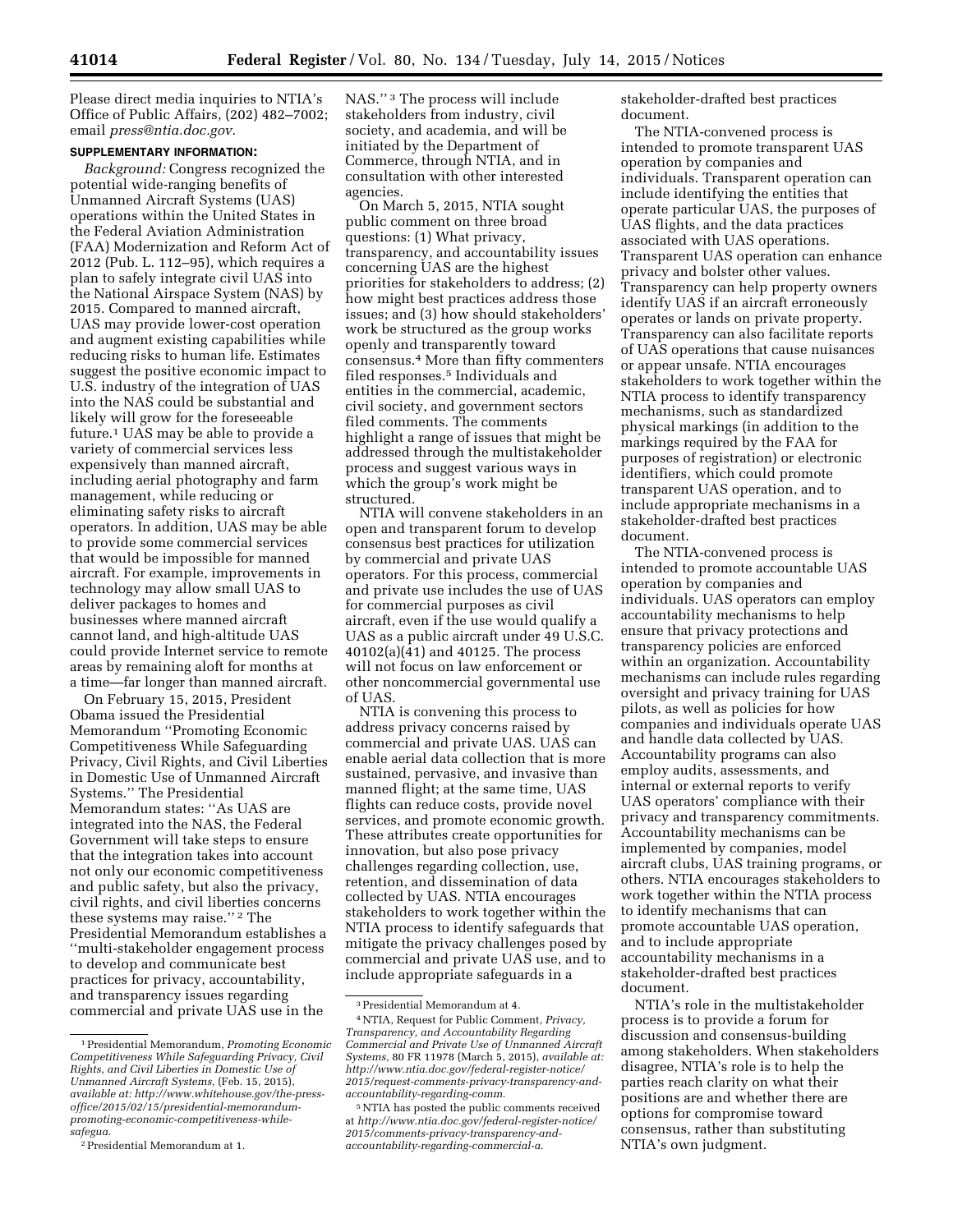Please direct media inquiries to NTIA's Office of Public Affairs, (202) 482–7002; email *press@ntia.doc.gov*.

**SUPPLEMENTARY INFORMATION:**

*Background:* Congress recognized the potential wide-ranging benefits of Unmanned Aircraft Systems (UAS) operations within the United States in the Federal Aviation Administration (FAA) Modernization and Reform Act of 2012 (Pub. L. 112–95), which requires a plan to safely integrate civil UAS into the National Airspace System (NAS) by 2015. Compared to manned aircraft, UAS may provide lower-cost operation and augment existing capabilities while reducing risks to human life. Estimates suggest the positive economic impact to U.S. industry of the integration of UAS into the NAS could be substantial and likely will grow for the foreseeable future.[1] UAS may be able to provide a variety of commercial services less expensively than manned aircraft, including aerial photography and farm management, while reducing or eliminating safety risks to aircraft operators. In addition, UAS may be able to provide some commercial services that would be impossible for manned aircraft. For example, improvements in technology may allow small UAS to deliver packages to homes and businesses where manned aircraft cannot land, and high-altitude UAS could provide Internet service to remote areas by remaining aloft for months at a time—far longer than manned aircraft.

On February 15, 2015, President Obama issued the Presidential Memorandum ''Promoting Economic Competitiveness While Safeguarding Privacy, Civil Rights, and Civil Liberties in Domestic Use of Unmanned Aircraft Systems.'' The Presidential Memorandum states: ''As UAS are integrated into the NAS, the Federal Government will take steps to ensure that the integration takes into account not only our economic competitiveness and public safety, but also the privacy, civil rights, and civil liberties concerns these systems may raise.'' [2] The Presidential Memorandum establishes a ''multi-stakeholder engagement process to develop and communicate best practices for privacy, accountability, and transparency issues regarding commercial and private UAS use in the NAS.'' [3] The process will include stakeholders from industry, civil society, and academia, and will be initiated by the Department of Commerce, through NTIA, and in consultation with other interested agencies.

On March 5, 2015, NTIA sought public comment on three broad questions: (1) What privacy, transparency, and accountability issues concerning UAS are the highest priorities for stakeholders to address; (2) how might best practices address those issues; and (3) how should stakeholders' work be structured as the group works openly and transparently toward consensus.[4] More than fifty commenters filed responses.[5] Individuals and entities in the commercial, academic, civil society, and government sectors filed comments. The comments highlight a range of issues that might be addressed through the multistakeholder process and suggest various ways in which the group's work might be structured.

NTIA will convene stakeholders in an open and transparent forum to develop consensus best practices for utilization by commercial and private UAS operators. For this process, commercial and private use includes the use of UAS for commercial purposes as civil aircraft, even if the use would qualify a UAS as a public aircraft under 49 U.S.C. 40102(a)(41) and 40125. The process will not focus on law enforcement or other noncommercial governmental use of UAS.

NTIA is convening this process to address privacy concerns raised by commercial and private UAS. UAS can enable aerial data collection that is more sustained, pervasive, and invasive than manned flight; at the same time, UAS flights can reduce costs, provide novel services, and promote economic growth. These attributes create opportunities for innovation, but also pose privacy challenges regarding collection, use, retention, and dissemination of data collected by UAS. NTIA encourages stakeholders to work together within the NTIA process to identify safeguards that mitigate the privacy challenges posed by commercial and private UAS use, and to include appropriate safeguards in a stakeholder-drafted best practices document.

The NTIA-convened process is intended to promote transparent UAS operation by companies and individuals. Transparent operation can include identifying the entities that operate particular UAS, the purposes of UAS flights, and the data practices associated with UAS operations. Transparent UAS operation can enhance privacy and bolster other values. Transparency can help property owners identify UAS if an aircraft erroneously operates or lands on private property. Transparency can also facilitate reports of UAS operations that cause nuisances or appear unsafe. NTIA encourages stakeholders to work together within the NTIA process to identify transparency mechanisms, such as standardized physical markings (in addition to the markings required by the FAA for purposes of registration) or electronic identifiers, which could promote transparent UAS operation, and to include appropriate mechanisms in a stakeholder-drafted best practices document.

The NTIA-convened process is intended to promote accountable UAS operation by companies and individuals. UAS operators can employ accountability mechanisms to help ensure that privacy protections and transparency policies are enforced within an organization. Accountability mechanisms can include rules regarding oversight and privacy training for UAS pilots, as well as policies for how companies and individuals operate UAS and handle data collected by UAS. Accountability programs can also employ audits, assessments, and internal or external reports to verify UAS operators' compliance with their privacy and transparency commitments. Accountability mechanisms can be implemented by companies, model aircraft clubs, UAS training programs, or others. NTIA encourages stakeholders to work together within the NTIA process to identify mechanisms that can promote accountable UAS operation, and to include appropriate accountability mechanisms in a stakeholder-drafted best practices document.

NTIA's role in the multistakeholder process is to provide a forum for discussion and consensus-building among stakeholders. When stakeholders disagree, NTIA's role is to help the parties reach clarity on what their positions are and whether there are options for compromise toward consensus, rather than substituting NTIA's own judgment.

---

[1] Presidential Memorandum, *Promoting Economic Competitiveness While Safeguarding Privacy, Civil Rights, and Civil Liberties in Domestic Use of Unmanned Aircraft Systems,* (Feb. 15, 2015), *available at: http://www.whitehouse.gov/the-press-office/2015/02/15/presidential-memorandum-promoting-economic-competitiveness-while-safegua.*

[2] Presidential Memorandum at 1.

[3] Presidential Memorandum at 4.

[4] NTIA, Request for Public Comment, *Privacy, Transparency, and Accountability Regarding Commercial and Private Use of Unmanned Aircraft Systems,* 80 FR 11978 (March 5, 2015), *available at: http://www.ntia.doc.gov/federal-register-notice/2015/request-comments-privacy-transparency-and-accountability-regarding-comm.*

[5] NTIA has posted the public comments received at *http://www.ntia.doc.gov/federal-register-notice/2015/comments-privacy-transparency-and-accountability-regarding-commercial-a.*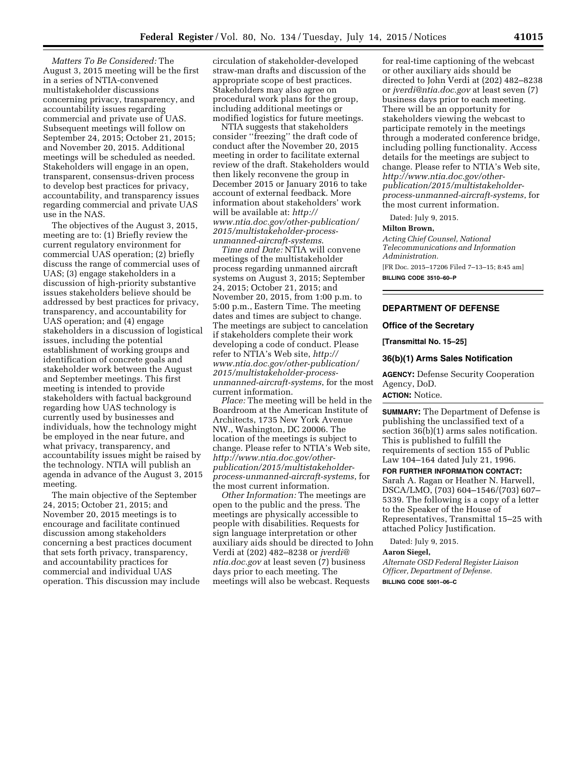*Matters To Be Considered:* The August 3, 2015 meeting will be the first in a series of NTIA-convened multistakeholder discussions concerning privacy, transparency, and accountability issues regarding commercial and private use of UAS. Subsequent meetings will follow on September 24, 2015; October 21, 2015; and November 20, 2015. Additional meetings will be scheduled as needed. Stakeholders will engage in an open, transparent, consensus-driven process to develop best practices for privacy, accountability, and transparency issues regarding commercial and private UAS use in the NAS.

The objectives of the August 3, 2015, meeting are to: (1) Briefly review the current regulatory environment for commercial UAS operation; (2) briefly discuss the range of commercial uses of UAS; (3) engage stakeholders in a discussion of high-priority substantive issues stakeholders believe should be addressed by best practices for privacy, transparency, and accountability for UAS operation; and (4) engage stakeholders in a discussion of logistical issues, including the potential establishment of working groups and identification of concrete goals and stakeholder work between the August and September meetings. This first meeting is intended to provide stakeholders with factual background regarding how UAS technology is currently used by businesses and individuals, how the technology might be employed in the near future, and what privacy, transparency, and accountability issues might be raised by the technology. NTIA will publish an agenda in advance of the August 3, 2015 meeting.

The main objective of the September 24, 2015; October 21, 2015; and November 20, 2015 meetings is to encourage and facilitate continued discussion among stakeholders concerning a best practices document that sets forth privacy, transparency, and accountability practices for commercial and individual UAS operation. This discussion may include circulation of stakeholder-developed straw-man drafts and discussion of the appropriate scope of best practices. Stakeholders may also agree on procedural work plans for the group, including additional meetings or modified logistics for future meetings.

NTIA suggests that stakeholders consider "freezing" the draft code of conduct after the November 20, 2015 meeting in order to facilitate external review of the draft. Stakeholders would then likely reconvene the group in December 2015 or January 2016 to take account of external feedback. More information about stakeholders' work will be available at: *http://www.ntia.doc.gov/other-publication/2015/multistakeholder-process-unmanned-aircraft-systems*.

*Time and Date:* NTIA will convene meetings of the multistakeholder process regarding unmanned aircraft systems on August 3, 2015; September 24, 2015; October 21, 2015; and November 20, 2015, from 1:00 p.m. to 5:00 p.m., Eastern Time. The meeting dates and times are subject to change. The meetings are subject to cancelation if stakeholders complete their work developing a code of conduct. Please refer to NTIA's Web site, *http://www.ntia.doc.gov/other-publication/2015/multistakeholder-process-unmanned-aircraft-systems*, for the most current information.

*Place:* The meeting will be held in the Boardroom at the American Institute of Architects, 1735 New York Avenue NW., Washington, DC 20006. The location of the meetings is subject to change. Please refer to NTIA's Web site, *http://www.ntia.doc.gov/other-publication/2015/multistakeholder-process-unmanned-aircraft-systems*, for the most current information.

*Other Information:* The meetings are open to the public and the press. The meetings are physically accessible to people with disabilities. Requests for sign language interpretation or other auxiliary aids should be directed to John Verdi at (202) 482–8238 or *jverdi@ntia.doc.gov* at least seven (7) business days prior to each meeting. The meetings will also be webcast. Requests for real-time captioning of the webcast or other auxiliary aids should be directed to John Verdi at (202) 482–8238 or *jverdi@ntia.doc.gov* at least seven (7) business days prior to each meeting. There will be an opportunity for stakeholders viewing the webcast to participate remotely in the meetings through a moderated conference bridge, including polling functionality. Access details for the meetings are subject to change. Please refer to NTIA's Web site, *http://www.ntia.doc.gov/other-publication/2015/multistakeholder-process-unmanned-aircraft-systems*, for the most current information.

Dated: July 9, 2015.

**Milton Brown,**

*Acting Chief Counsel, National Telecommunications and Information Administration.*

[FR Doc. 2015–17206 Filed 7–13–15; 8:45 am]

**BILLING CODE 3510–60–P**

---

## DEPARTMENT OF DEFENSE

### Office of the Secretary

**[Transmittal No. 15–25]**

### 36(b)(1) Arms Sales Notification

**AGENCY:** Defense Security Cooperation Agency, DoD.

**ACTION:** Notice.

**SUMMARY:** The Department of Defense is publishing the unclassified text of a section 36(b)(1) arms sales notification. This is published to fulfill the requirements of section 155 of Public Law 104–164 dated July 21, 1996.

**FOR FURTHER INFORMATION CONTACT:** Sarah A. Ragan or Heather N. Harwell, DSCA/LMO, (703) 604–1546/(703) 607–5339. The following is a copy of a letter to the Speaker of the House of Representatives, Transmittal 15–25 with attached Policy Justification.

Dated: July 9, 2015.

**Aaron Siegel,**

*Alternate OSD Federal Register Liaison Officer, Department of Defense.*

**BILLING CODE 5001–06–C**